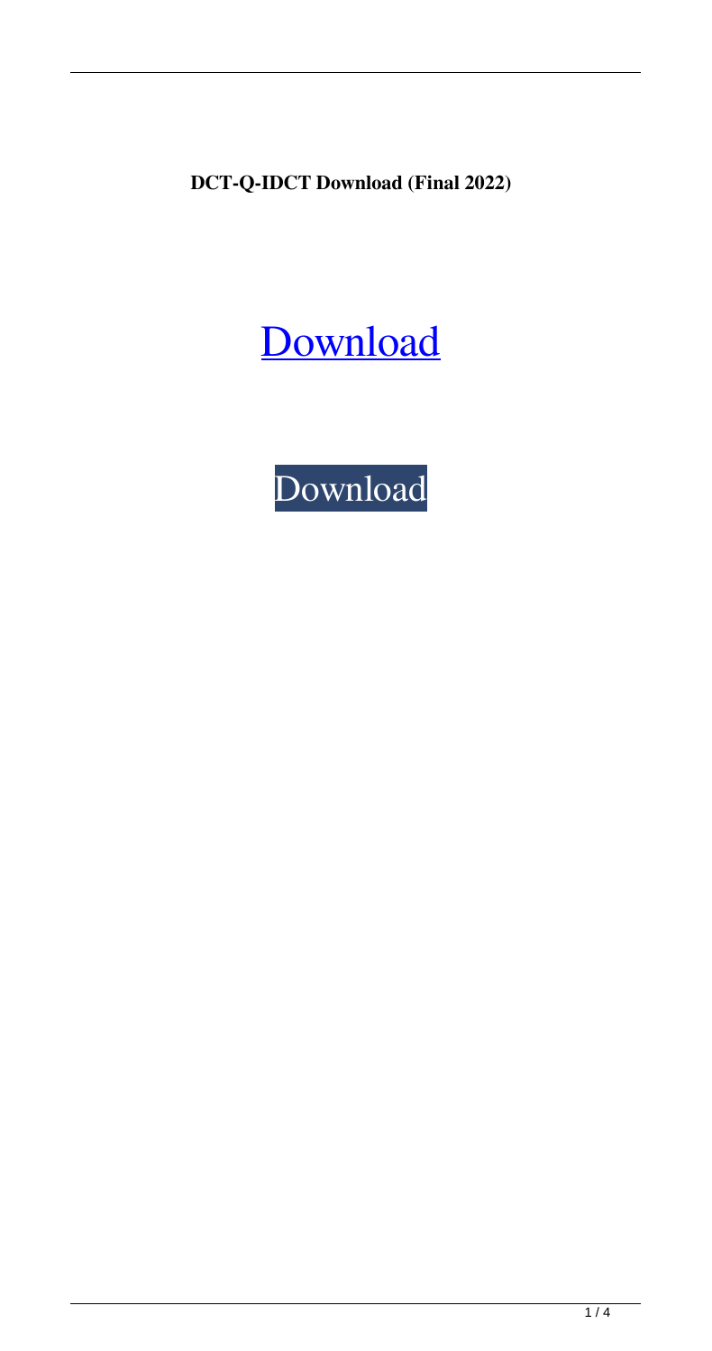**DCT-Q-IDCT Download (Final 2022)**

Download

Download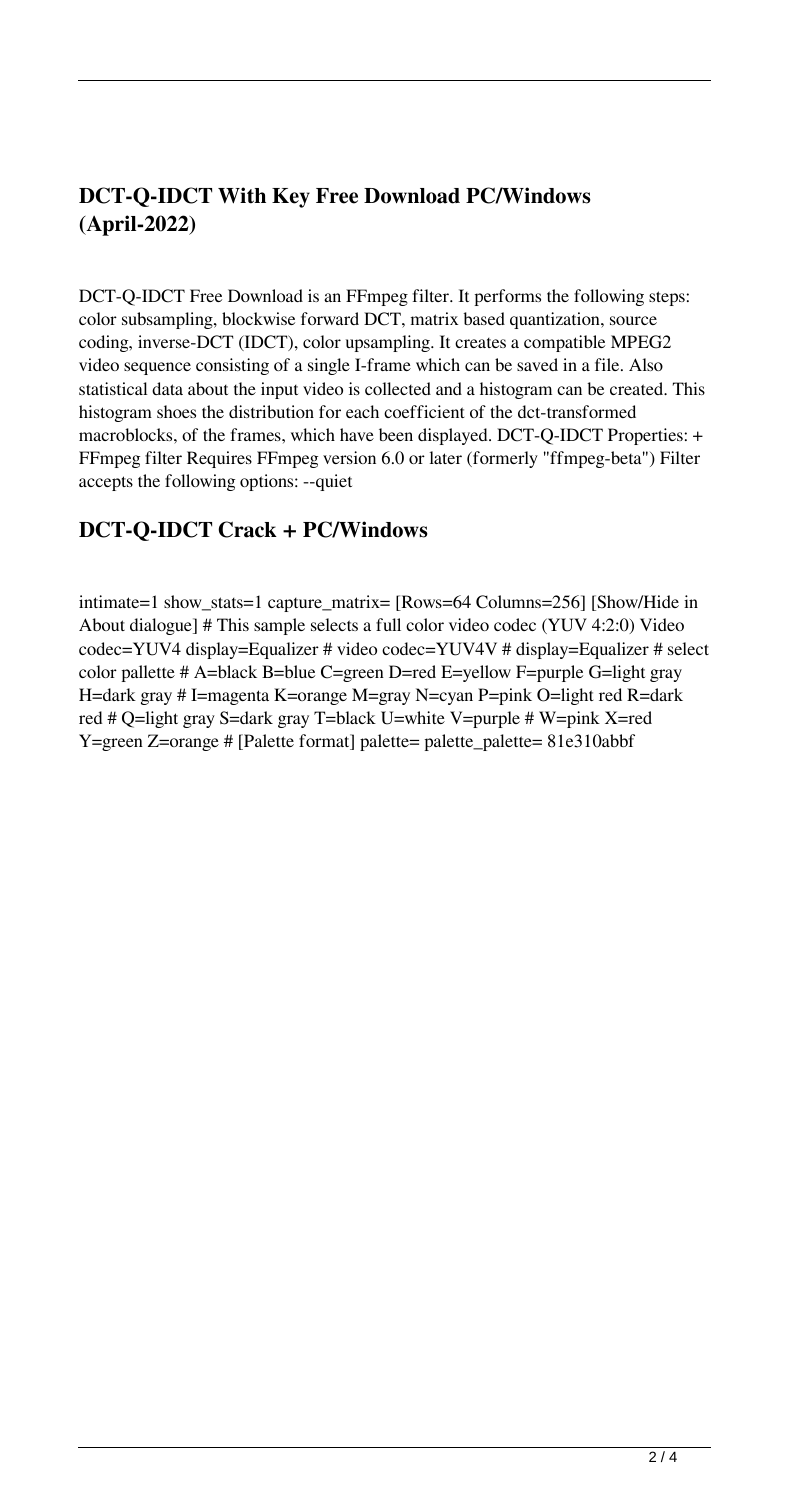## DCT-Q-IDCT With Key Free Download PC/Windows (April-2022)

DCT-Q-IDCT Free Download is an FFmpeg filter. It performs the following steps: color subsampling, blockwise forward DCT, matrix based quantization, source coding, inverse-DCT (IDCT), color upsampling. It creates a compatible MPEG2 video sequence consisting of a single I-frame which can be saved in a file. Also statistical data about the input video is collected and a histogram can be created. This histogram shoes the distribution for each coefficient of the dct-transformed macroblocks, of the frames, which have been displayed. DCT-Q-IDCT Properties: + FFmpeg filter Requires FFmpeg version 6.0 or later (formerly "ffmpeg-beta") Filter accepts the following options: --quiet

## DCT-Q-IDCT Crack + PC/Windows

intimate=1 show_stats=1 capture_matrix= [Rows=64 Columns=256] [Show/Hide in About dialogue] # This sample selects a full color video codec (YUV 4:2:0) Video codec=YUV4 display=Equalizer # video codec=YUV4V # display=Equalizer # select color pallette # A=black B=blue C=green D=red E=yellow F=purple G=light gray H=dark gray # I=magenta K=orange M=gray N=cyan P=pink O=light red R=dark red # Q=light gray S=dark gray T=black U=white V=purple # W=pink X=red Y=green Z=orange # [Palette format] palette= palette_palette= 81e310abbf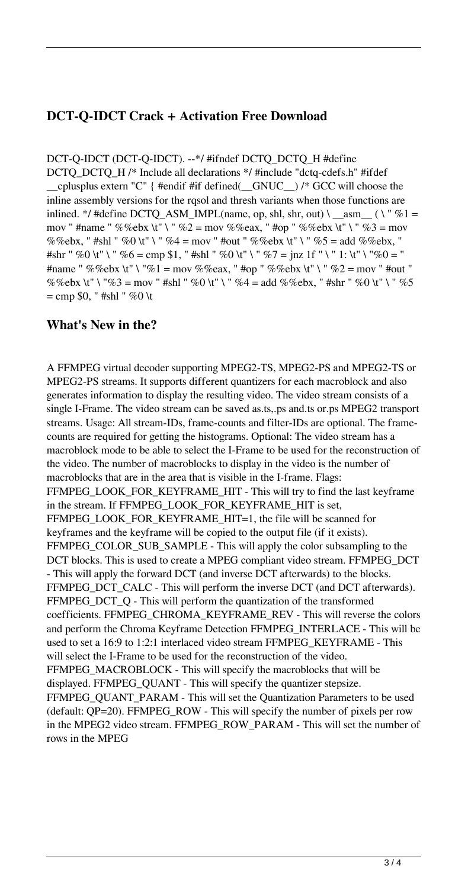## DCT-Q-IDCT Crack + Activation Free Download

DCT-Q-IDCT (DCT-Q-IDCT). --*/ #ifndef DCTQ_DCTQ_H #define DCTQ_DCTQ_H /* Include all declarations */ #include "dctq-cdefs.h" #ifdef __cplusplus extern "C" { #endif #if defined(__GNUC__) /* GCC will choose the inline assembly versions for the rqsol and thresh variants when those functions are inlined. */ #define DCTQ_ASM_IMPL(name, op, shl, shr, out) \ __asm__ ( \ " %1 = mov " #name " %%ebx \t" \ " %2 = mov %%eax, " #op " %%ebx \t" \ " %3 = mov %%ebx, " #shl " %0 \t" \ " %4 = mov " #out " %%ebx \t" \ " %5 = add %%ebx, " #shr " %0 \t" \ " %6 = cmp $1, " #shl " %0 \t" \ " %7 = jnz 1f " \ " 1: \t" \ "%0 = " #name " %%ebx \t" \ "%1 = mov %%eax, " #op " %%ebx \t" \ " %2 = mov " #out " %%ebx \t" \ "%3 = mov " #shl " %0 \t" \ " %4 = add %%ebx, " #shr " %0 \t" \ " %5 = cmp $0, " #shl " %0 \t

## What's New in the?

A FFMPEG virtual decoder supporting MPEG2-TS, MPEG2-PS and MPEG2-TS or MPEG2-PS streams. It supports different quantizers for each macroblock and also generates information to display the resulting video. The video stream consists of a single I-Frame. The video stream can be saved as.ts,.ps and.ts or.ps MPEG2 transport streams. Usage: All stream-IDs, frame-counts and filter-IDs are optional. The frame-counts are required for getting the histograms. Optional: The video stream has a macroblock mode to be able to select the I-Frame to be used for the reconstruction of the video. The number of macroblocks to display in the video is the number of macroblocks that are in the area that is visible in the I-frame. Flags: FFMPEG_LOOK_FOR_KEYFRAME_HIT - This will try to find the last keyframe in the stream. If FFMPEG_LOOK_FOR_KEYFRAME_HIT is set, FFMPEG_LOOK_FOR_KEYFRAME_HIT=1, the file will be scanned for keyframes and the keyframe will be copied to the output file (if it exists). FFMPEG_COLOR_SUB_SAMPLE - This will apply the color subsampling to the DCT blocks. This is used to create a MPEG compliant video stream. FFMPEG_DCT - This will apply the forward DCT (and inverse DCT afterwards) to the blocks. FFMPEG_DCT_CALC - This will perform the inverse DCT (and DCT afterwards). FFMPEG_DCT_Q - This will perform the quantization of the transformed coefficients. FFMPEG_CHROMA_KEYFRAME_REV - This will reverse the colors and perform the Chroma Keyframe Detection FFMPEG_INTERLACE - This will be used to set a 16:9 to 1:2:1 interlaced video stream FFMPEG_KEYFRAME - This will select the I-Frame to be used for the reconstruction of the video. FFMPEG_MACROBLOCK - This will specify the macroblocks that will be displayed. FFMPEG_QUANT - This will specify the quantizer stepsize. FFMPEG_QUANT_PARAM - This will set the Quantization Parameters to be used (default: QP=20). FFMPEG_ROW - This will specify the number of pixels per row in the MPEG2 video stream. FFMPEG_ROW_PARAM - This will set the number of rows in the MPEG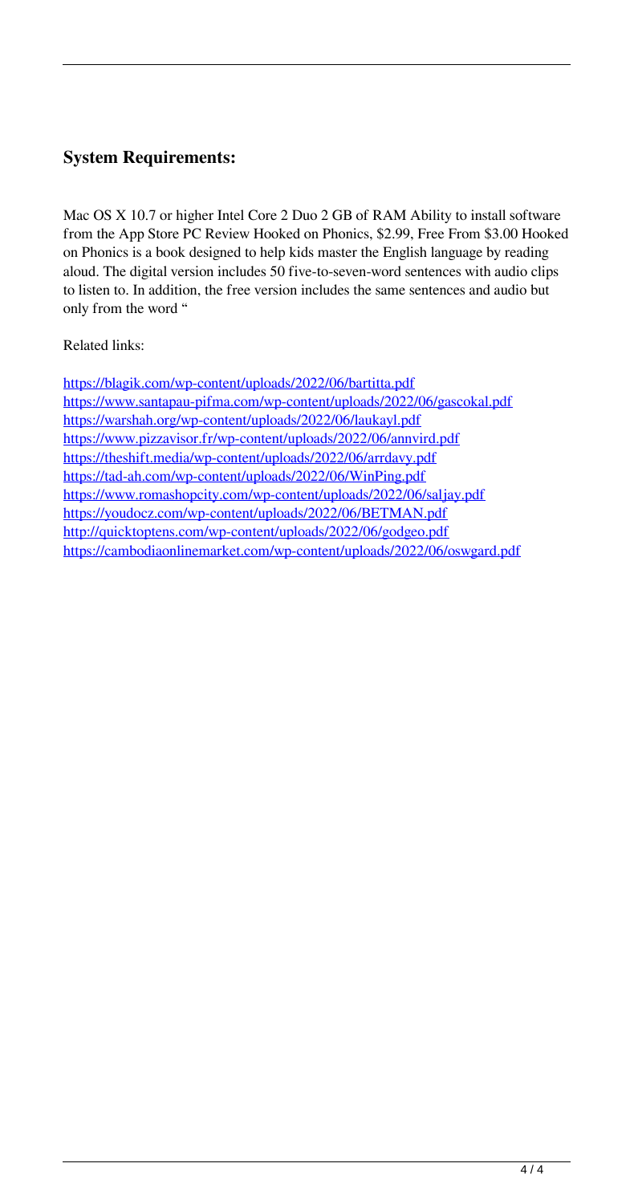## System Requirements:

Mac OS X 10.7 or higher Intel Core 2 Duo 2 GB of RAM Ability to install software from the App Store PC Review Hooked on Phonics, $2.99, Free From $3.00 Hooked on Phonics is a book designed to help kids master the English language by reading aloud. The digital version includes 50 five-to-seven-word sentences with audio clips to listen to. In addition, the free version includes the same sentences and audio but only from the word "

Related links:

https://blagik.com/wp-content/uploads/2022/06/bartitta.pdf
https://www.santapau-pifma.com/wp-content/uploads/2022/06/gascokal.pdf
https://warshah.org/wp-content/uploads/2022/06/laukayl.pdf
https://www.pizzavisor.fr/wp-content/uploads/2022/06/annvird.pdf
https://theshift.media/wp-content/uploads/2022/06/arrdavy.pdf
https://tad-ah.com/wp-content/uploads/2022/06/WinPing.pdf
https://www.romashopcity.com/wp-content/uploads/2022/06/saljay.pdf
https://youdocz.com/wp-content/uploads/2022/06/BETMAN.pdf
http://quicktoptens.com/wp-content/uploads/2022/06/godgeo.pdf
https://cambodiaonlinemarket.com/wp-content/uploads/2022/06/oswgard.pdf